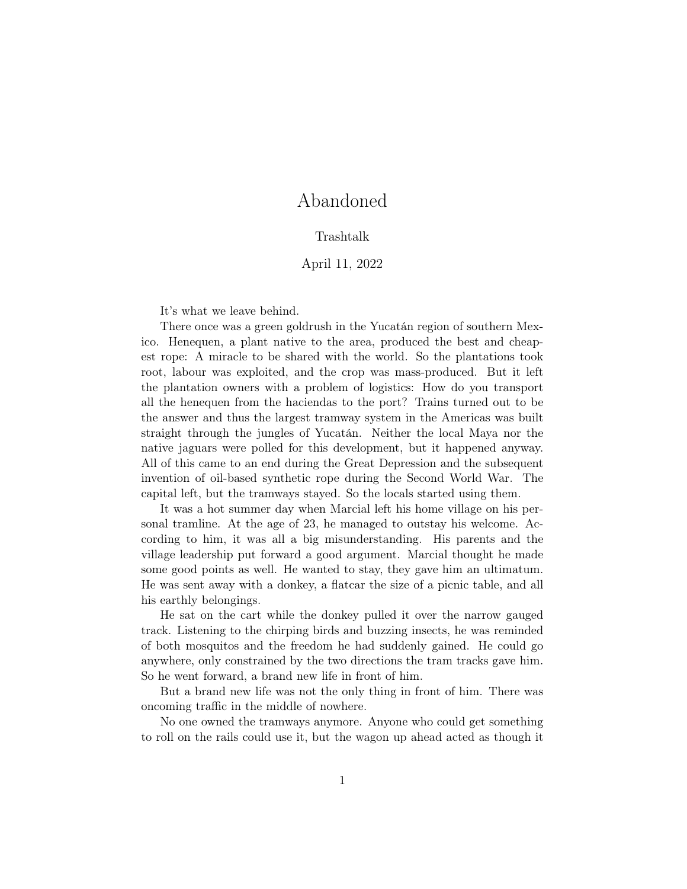# Abandoned

Trashtalk

April 11, 2022

It's what we leave behind.

There once was a green goldrush in the Yucatán region of southern Mexico. Henequen, a plant native to the area, produced the best and cheapest rope: A miracle to be shared with the world. So the plantations took root, labour was exploited, and the crop was mass-produced. But it left the plantation owners with a problem of logistics: How do you transport all the henequen from the haciendas to the port? Trains turned out to be the answer and thus the largest tramway system in the Americas was built straight through the jungles of Yucatán. Neither the local Maya nor the native jaguars were polled for this development, but it happened anyway. All of this came to an end during the Great Depression and the subsequent invention of oil-based synthetic rope during the Second World War. The capital left, but the tramways stayed. So the locals started using them.

It was a hot summer day when Marcial left his home village on his personal tramline. At the age of 23, he managed to outstay his welcome. According to him, it was all a big misunderstanding. His parents and the village leadership put forward a good argument. Marcial thought he made some good points as well. He wanted to stay, they gave him an ultimatum. He was sent away with a donkey, a flatcar the size of a picnic table, and all his earthly belongings.

He sat on the cart while the donkey pulled it over the narrow gauged track. Listening to the chirping birds and buzzing insects, he was reminded of both mosquitos and the freedom he had suddenly gained. He could go anywhere, only constrained by the two directions the tram tracks gave him. So he went forward, a brand new life in front of him.

But a brand new life was not the only thing in front of him. There was oncoming traffic in the middle of nowhere.

No one owned the tramways anymore. Anyone who could get something to roll on the rails could use it, but the wagon up ahead acted as though it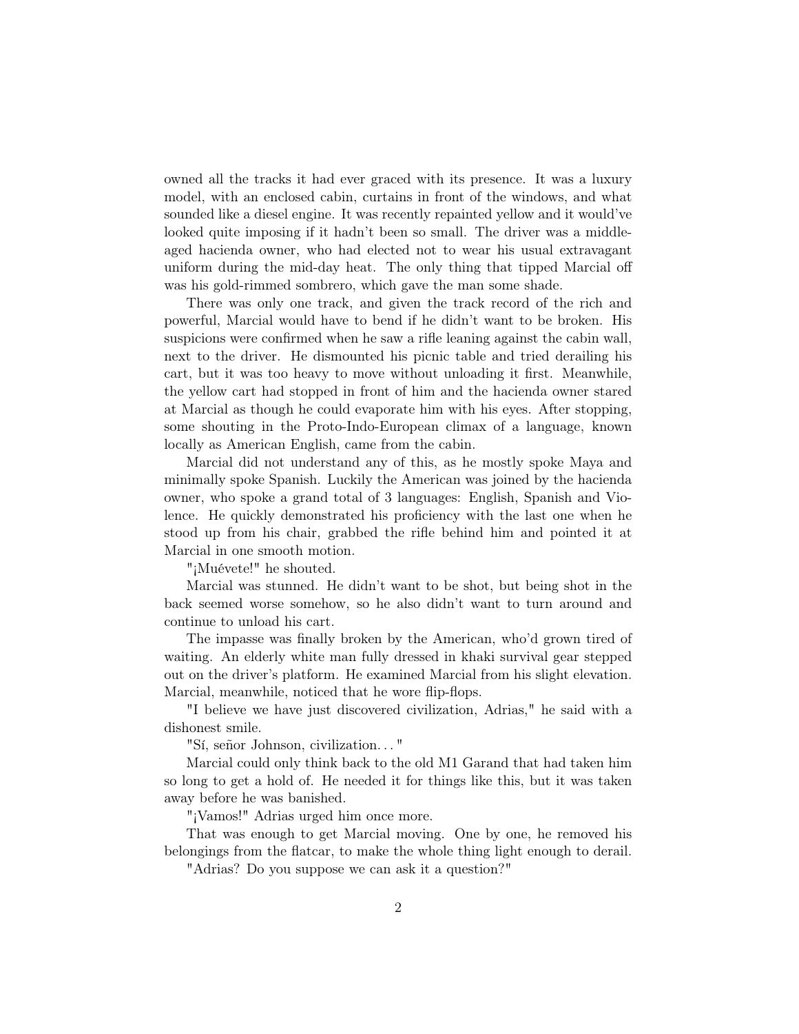owned all the tracks it had ever graced with its presence. It was a luxury model, with an enclosed cabin, curtains in front of the windows, and what sounded like a diesel engine. It was recently repainted yellow and it would've looked quite imposing if it hadn't been so small. The driver was a middle-aged hacienda owner, who had elected not to wear his usual extravagant uniform during the mid-day heat. The only thing that tipped Marcial off was his gold-rimmed sombrero, which gave the man some shade.

There was only one track, and given the track record of the rich and powerful, Marcial would have to bend if he didn't want to be broken. His suspicions were confirmed when he saw a rifle leaning against the cabin wall, next to the driver. He dismounted his picnic table and tried derailing his cart, but it was too heavy to move without unloading it first. Meanwhile, the yellow cart had stopped in front of him and the hacienda owner stared at Marcial as though he could evaporate him with his eyes. After stopping, some shouting in the Proto-Indo-European climax of a language, known locally as American English, came from the cabin.

Marcial did not understand any of this, as he mostly spoke Maya and minimally spoke Spanish. Luckily the American was joined by the hacienda owner, who spoke a grand total of 3 languages: English, Spanish and Violence. He quickly demonstrated his proficiency with the last one when he stood up from his chair, grabbed the rifle behind him and pointed it at Marcial in one smooth motion.

"¡Muévete!" he shouted.

Marcial was stunned. He didn't want to be shot, but being shot in the back seemed worse somehow, so he also didn't want to turn around and continue to unload his cart.

The impasse was finally broken by the American, who'd grown tired of waiting. An elderly white man fully dressed in khaki survival gear stepped out on the driver's platform. He examined Marcial from his slight elevation. Marcial, meanwhile, noticed that he wore flip-flops.

"I believe we have just discovered civilization, Adrias," he said with a dishonest smile.

"Sí, señor Johnson, civilization..."

Marcial could only think back to the old M1 Garand that had taken him so long to get a hold of. He needed it for things like this, but it was taken away before he was banished.

"¡Vamos!" Adrias urged him once more.

That was enough to get Marcial moving. One by one, he removed his belongings from the flatcar, to make the whole thing light enough to derail.

"Adrias? Do you suppose we can ask it a question?"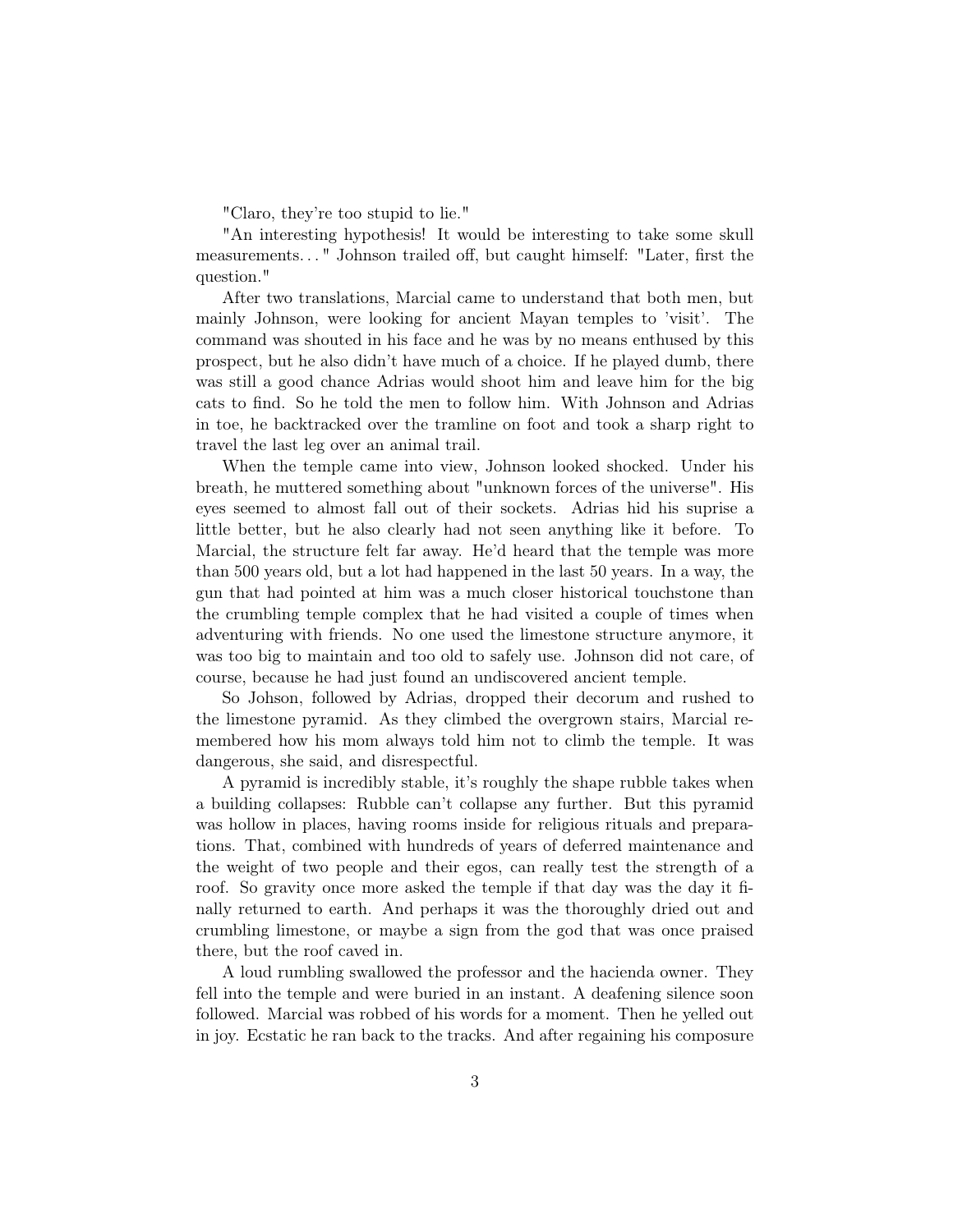"Claro, they're too stupid to lie."

"An interesting hypothesis! It would be interesting to take some skull measurements..." Johnson trailed off, but caught himself: "Later, first the question."

After two translations, Marcial came to understand that both men, but mainly Johnson, were looking for ancient Mayan temples to 'visit'. The command was shouted in his face and he was by no means enthused by this prospect, but he also didn't have much of a choice. If he played dumb, there was still a good chance Adrias would shoot him and leave him for the big cats to find. So he told the men to follow him. With Johnson and Adrias in toe, he backtracked over the tramline on foot and took a sharp right to travel the last leg over an animal trail.

When the temple came into view, Johnson looked shocked. Under his breath, he muttered something about "unknown forces of the universe". His eyes seemed to almost fall out of their sockets. Adrias hid his suprise a little better, but he also clearly had not seen anything like it before. To Marcial, the structure felt far away. He'd heard that the temple was more than 500 years old, but a lot had happened in the last 50 years. In a way, the gun that had pointed at him was a much closer historical touchstone than the crumbling temple complex that he had visited a couple of times when adventuring with friends. No one used the limestone structure anymore, it was too big to maintain and too old to safely use. Johnson did not care, of course, because he had just found an undiscovered ancient temple.

So Johson, followed by Adrias, dropped their decorum and rushed to the limestone pyramid. As they climbed the overgrown stairs, Marcial remembered how his mom always told him not to climb the temple. It was dangerous, she said, and disrespectful.

A pyramid is incredibly stable, it's roughly the shape rubble takes when a building collapses: Rubble can't collapse any further. But this pyramid was hollow in places, having rooms inside for religious rituals and preparations. That, combined with hundreds of years of deferred maintenance and the weight of two people and their egos, can really test the strength of a roof. So gravity once more asked the temple if that day was the day it finally returned to earth. And perhaps it was the thoroughly dried out and crumbling limestone, or maybe a sign from the god that was once praised there, but the roof caved in.

A loud rumbling swallowed the professor and the hacienda owner. They fell into the temple and were buried in an instant. A deafening silence soon followed. Marcial was robbed of his words for a moment. Then he yelled out in joy. Ecstatic he ran back to the tracks. And after regaining his composure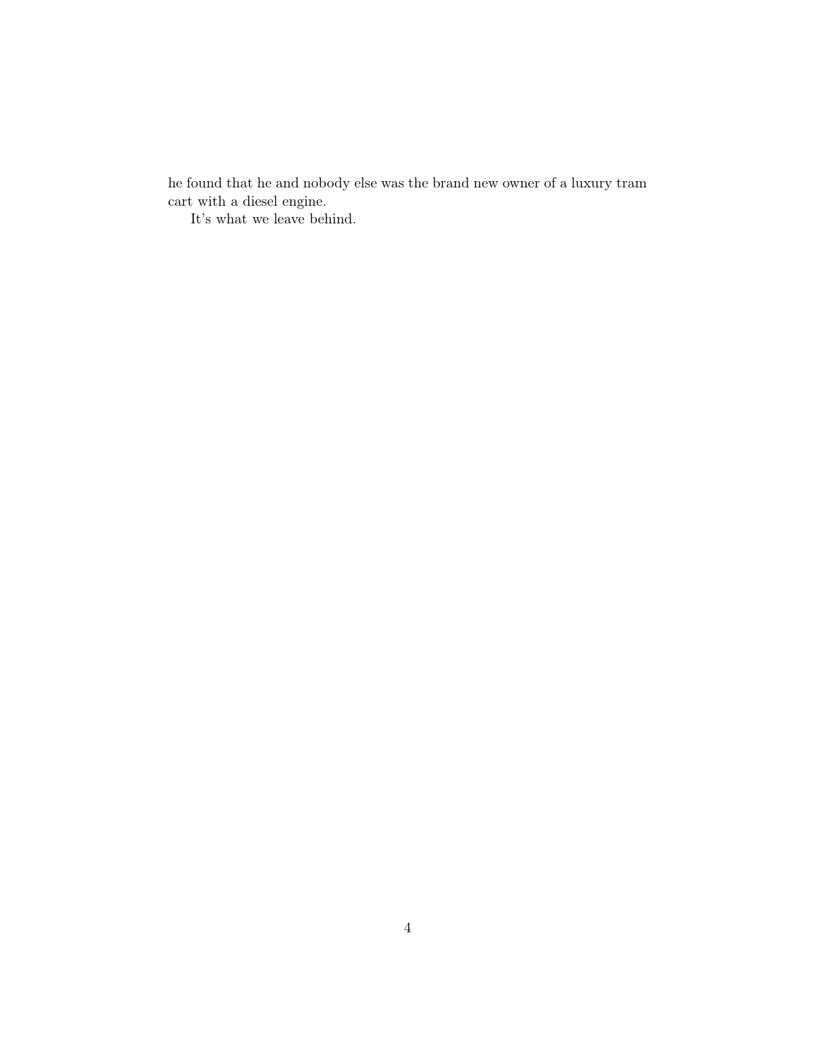he found that he and nobody else was the brand new owner of a luxury tram cart with a diesel engine.

It's what we leave behind.